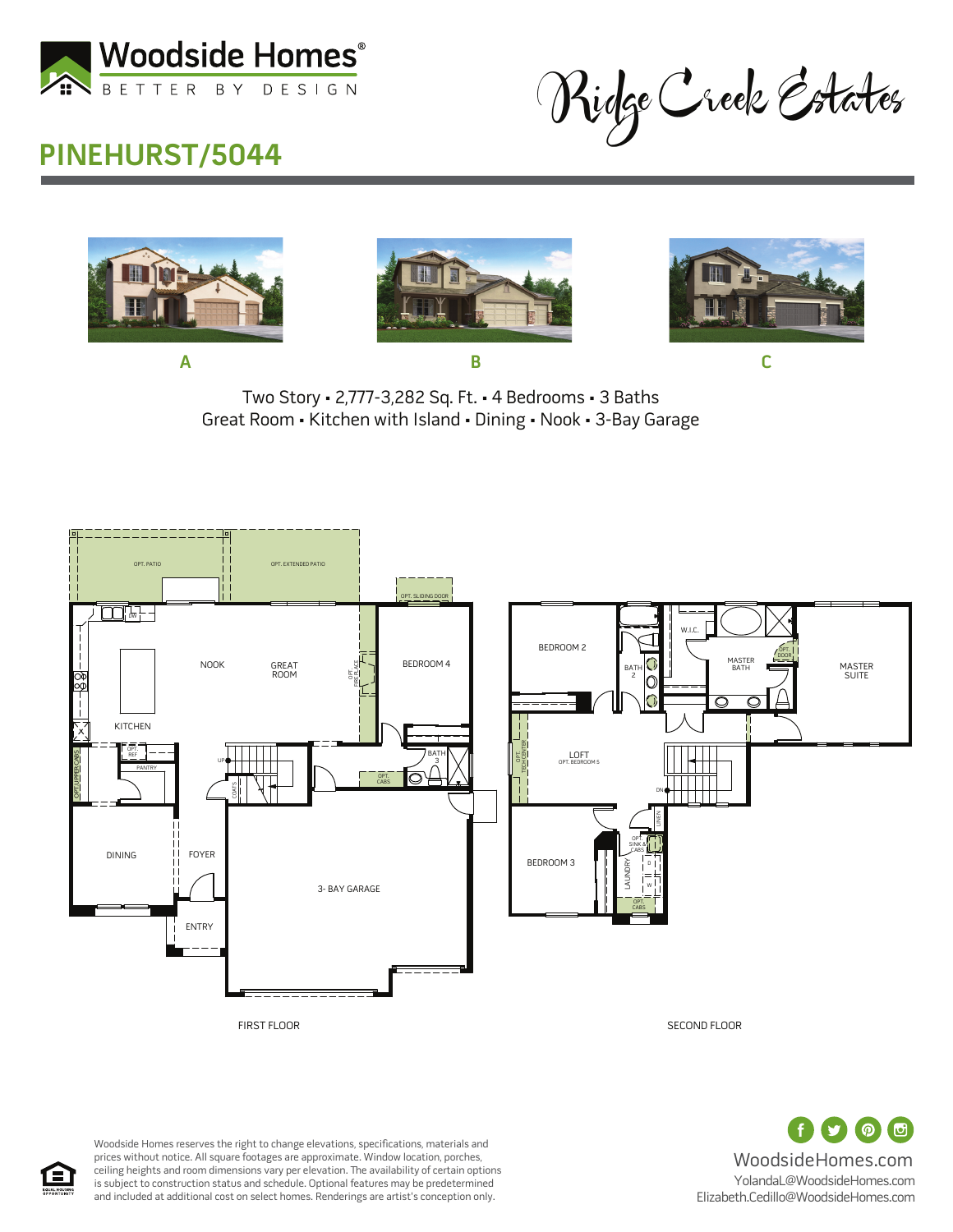Woodside Homes®
BETTER BY DESIGN

Ridge Creek Estates

# PINEHURST/5044

A

B

C

Two Story ▪ 2,777-3,282 Sq. Ft. ▪ 4 Bedrooms ▪ 3 Baths
Great Room ▪ Kitchen with Island ▪ Dining ▪ Nook ▪ 3-Bay Garage

OPT. PATIO
OPT. EXTENDED PATIO
OPT. SLIDING DOOR
DW
NOOK
GREAT ROOM
OPT. FIREPLACE
BEDROOM 4
KITCHEN
OPT. REF
PANTRY
OPT. UPPER CABS
UP
BATH 3
OPT. CABS
COATS
DINING
FOYER
3- BAY GARAGE
ENTRY

FIRST FLOOR

BEDROOM 2
BATH 2
W.I.C.
MASTER BATH
OPT. DOOR
MASTER SUITE
OPT. TECH CENTER
LOFT
OPT. BEDROOM 5
DN
LINEN
OPT. SINK & CABS
BEDROOM 3
LAUNDRY
D
W
OPT. CABS

SECOND FLOOR

Woodside Homes reserves the right to change elevations, specifications, materials and prices without notice. All square footages are approximate. Window location, porches, ceiling heights and room dimensions vary per elevation. The availability of certain options is subject to construction status and schedule. Optional features may be predetermined and included at additional cost on select homes. Renderings are artist's conception only.

EQUAL HOUSING OPPORTUNITY

WoodsideHomes.com
YolandaL@WoodsideHomes.com
Elizabeth.Cedillo@WoodsideHomes.com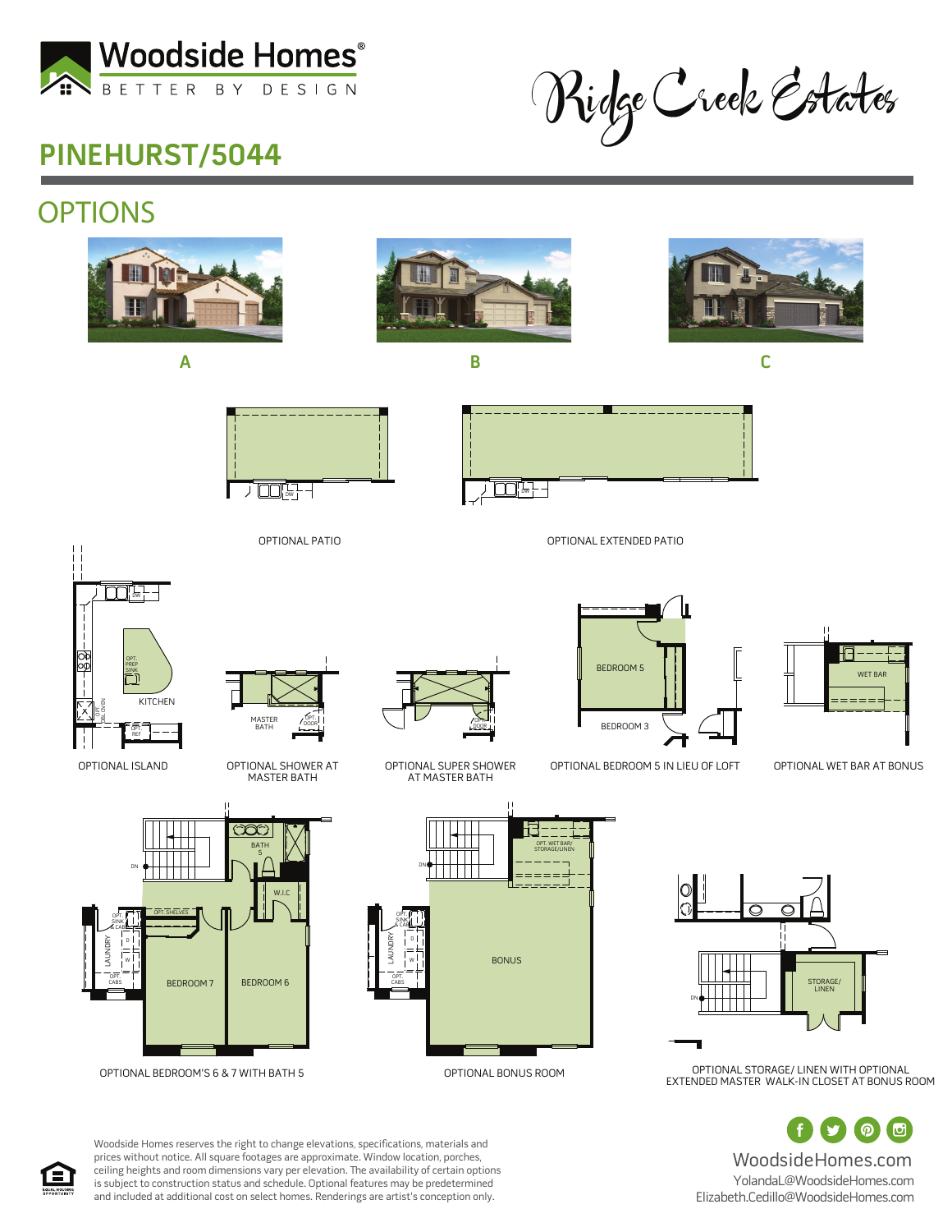Woodside Homes®

BETTER BY DESIGN

Ridge Creek Estates

# PINEHURST/5044

## OPTIONS

A

B

C

OPTIONAL PATIO

OPTIONAL EXTENDED PATIO

OPTIONAL ISLAND

OPTIONAL SHOWER AT MASTER BATH

OPTIONAL SUPER SHOWER AT MASTER BATH

OPTIONAL BEDROOM 5 IN LIEU OF LOFT

OPTIONAL WET BAR AT BONUS

OPTIONAL BEDROOM'S 6 & 7 WITH BATH 5

OPTIONAL BONUS ROOM

OPTIONAL STORAGE/ LINEN WITH OPTIONAL EXTENDED MASTER WALK-IN CLOSET AT BONUS ROOM

Woodside Homes reserves the right to change elevations, specifications, materials and prices without notice. All square footages are approximate. Window location, porches, ceiling heights and room dimensions vary per elevation. The availability of certain options is subject to construction status and schedule. Optional features may be predetermined and included at additional cost on select homes. Renderings are artist's conception only.

WoodsideHomes.com

YolandaL@WoodsideHomes.com

Elizabeth.Cedillo@WoodsideHomes.com